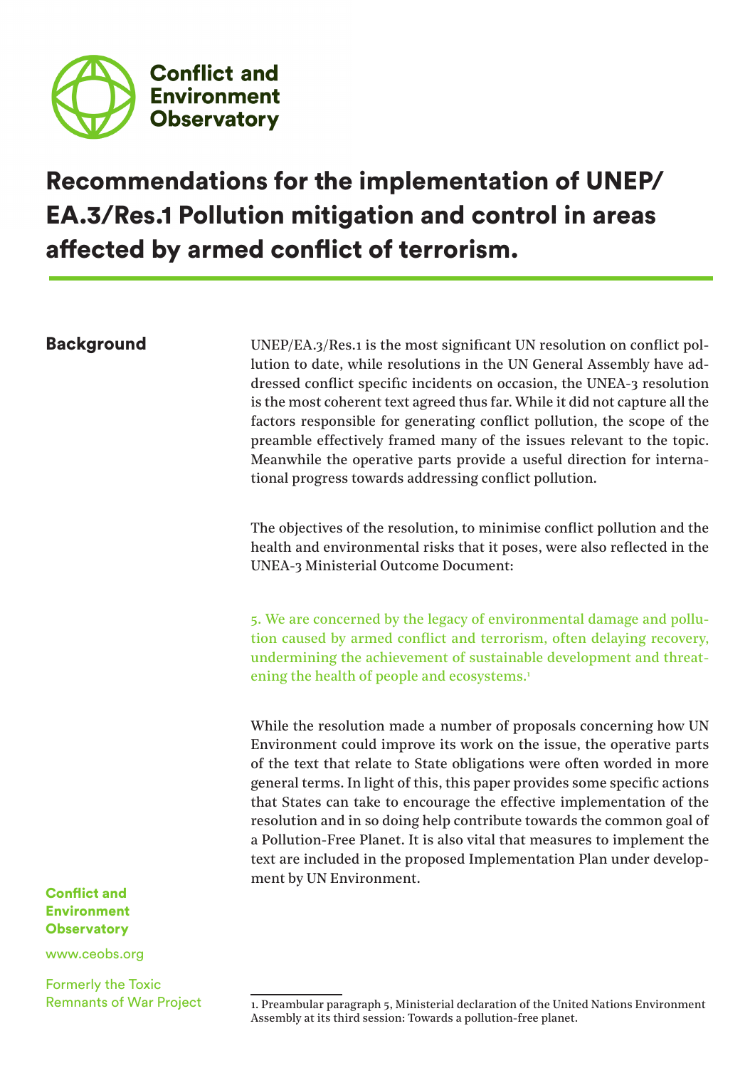Conflict and Environment Observatory

# Recommendations for the implementation of UNEP/EA.3/Res.1 Pollution mitigation and control in areas affected by armed conflict of terrorism.

## Background

UNEP/EA.3/Res.1 is the most significant UN resolution on conflict pollution to date, while resolutions in the UN General Assembly have addressed conflict specific incidents on occasion, the UNEA-3 resolution is the most coherent text agreed thus far. While it did not capture all the factors responsible for generating conflict pollution, the scope of the preamble effectively framed many of the issues relevant to the topic. Meanwhile the operative parts provide a useful direction for international progress towards addressing conflict pollution.

The objectives of the resolution, to minimise conflict pollution and the health and environmental risks that it poses, were also reflected in the UNEA-3 Ministerial Outcome Document:

> 5. We are concerned by the legacy of environmental damage and pollution caused by armed conflict and terrorism, often delaying recovery, undermining the achievement of sustainable development and threatening the health of people and ecosystems.[1]

While the resolution made a number of proposals concerning how UN Environment could improve its work on the issue, the operative parts of the text that relate to State obligations were often worded in more general terms. In light of this, this paper provides some specific actions that States can take to encourage the effective implementation of the resolution and in so doing help contribute towards the common goal of a Pollution-Free Planet. It is also vital that measures to implement the text are included in the proposed Implementation Plan under development by UN Environment.

**Conflict and Environment Observatory**

www.ceobs.org

Formerly the Toxic Remnants of War Project

---

1. Preambular paragraph 5, Ministerial declaration of the United Nations Environment Assembly at its third session: Towards a pollution-free planet.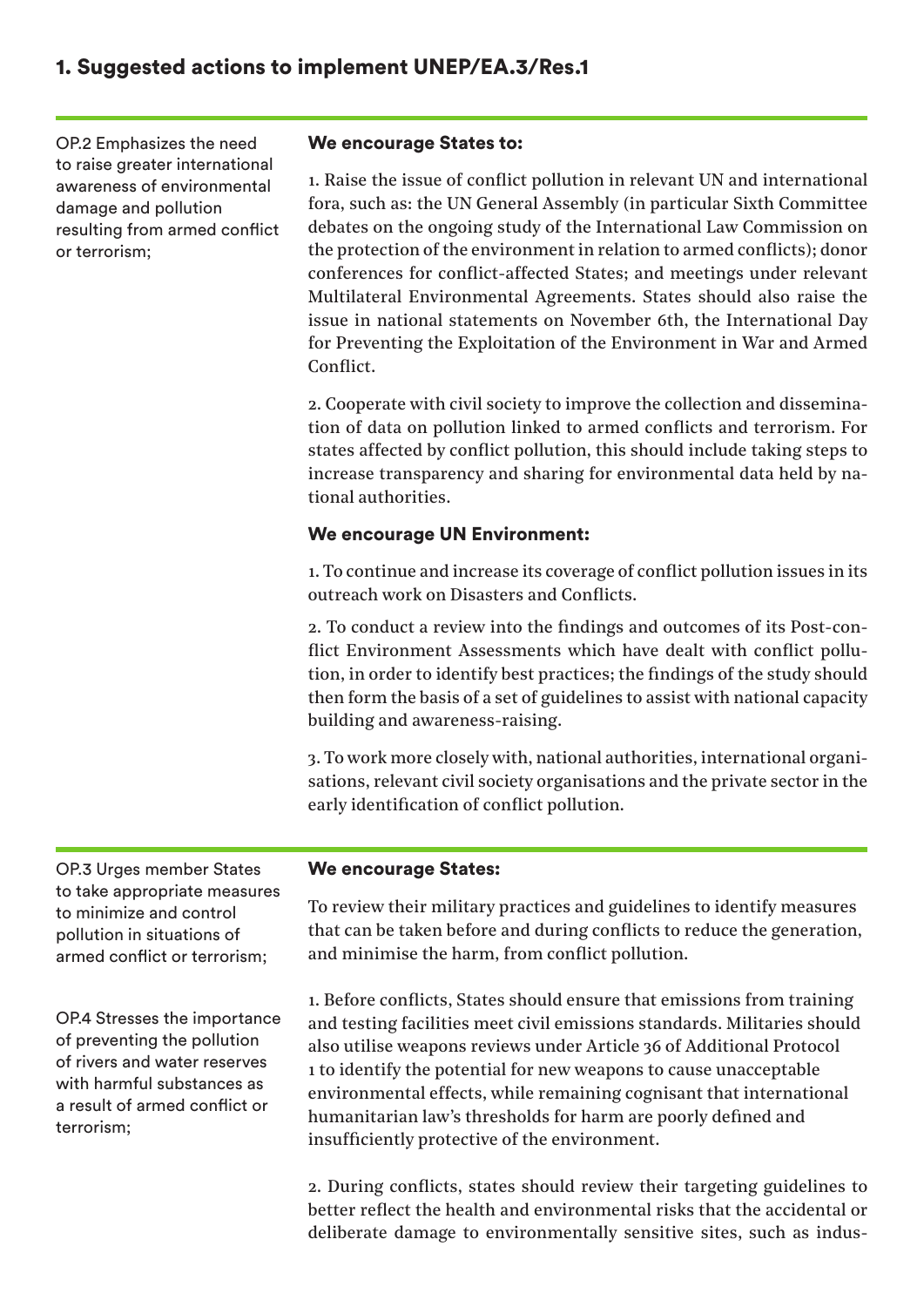## 1. Suggested actions to implement UNEP/EA.3/Res.1

OP.2 Emphasizes the need to raise greater international awareness of environmental damage and pollution resulting from armed conflict or terrorism;

**We encourage States to:**

1. Raise the issue of conflict pollution in relevant UN and international fora, such as: the UN General Assembly (in particular Sixth Committee debates on the ongoing study of the International Law Commission on the protection of the environment in relation to armed conflicts); donor conferences for conflict-affected States; and meetings under relevant Multilateral Environmental Agreements. States should also raise the issue in national statements on November 6th, the International Day for Preventing the Exploitation of the Environment in War and Armed Conflict.

2. Cooperate with civil society to improve the collection and dissemination of data on pollution linked to armed conflicts and terrorism. For states affected by conflict pollution, this should include taking steps to increase transparency and sharing for environmental data held by national authorities.

**We encourage UN Environment:**

1. To continue and increase its coverage of conflict pollution issues in its outreach work on Disasters and Conflicts.

2. To conduct a review into the findings and outcomes of its Post-conflict Environment Assessments which have dealt with conflict pollution, in order to identify best practices; the findings of the study should then form the basis of a set of guidelines to assist with national capacity building and awareness-raising.

3. To work more closely with, national authorities, international organisations, relevant civil society organisations and the private sector in the early identification of conflict pollution.

---

OP.3 Urges member States to take appropriate measures to minimize and control pollution in situations of armed conflict or terrorism;

OP.4 Stresses the importance of preventing the pollution of rivers and water reserves with harmful substances as a result of armed conflict or terrorism;

**We encourage States:**

To review their military practices and guidelines to identify measures that can be taken before and during conflicts to reduce the generation, and minimise the harm, from conflict pollution.

1. Before conflicts, States should ensure that emissions from training and testing facilities meet civil emissions standards. Militaries should also utilise weapons reviews under Article 36 of Additional Protocol 1 to identify the potential for new weapons to cause unacceptable environmental effects, while remaining cognisant that international humanitarian law's thresholds for harm are poorly defined and insufficiently protective of the environment.

2. During conflicts, states should review their targeting guidelines to better reflect the health and environmental risks that the accidental or deliberate damage to environmentally sensitive sites, such as indus-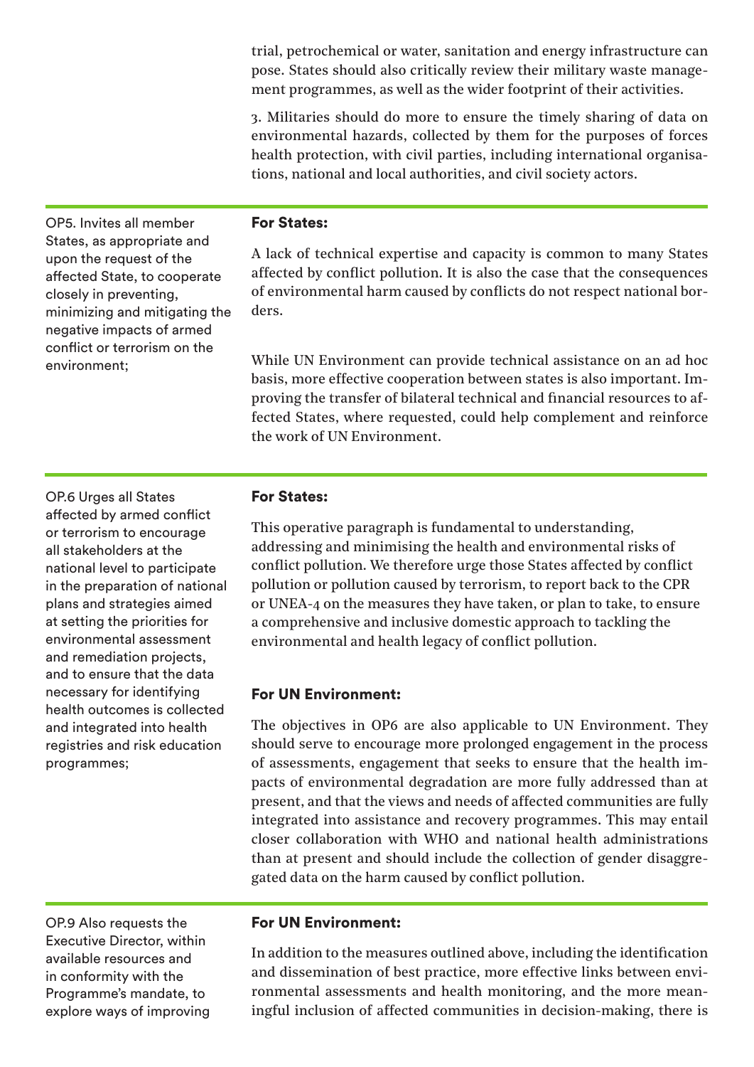trial, petrochemical or water, sanitation and energy infrastructure can pose. States should also critically review their military waste management programmes, as well as the wider footprint of their activities.

3. Militaries should do more to ensure the timely sharing of data on environmental hazards, collected by them for the purposes of forces health protection, with civil parties, including international organisations, national and local authorities, and civil society actors.

---

OP5. Invites all member States, as appropriate and upon the request of the affected State, to cooperate closely in preventing, minimizing and mitigating the negative impacts of armed conflict or terrorism on the environment;

**For States:**

A lack of technical expertise and capacity is common to many States affected by conflict pollution. It is also the case that the consequences of environmental harm caused by conflicts do not respect national borders.

While UN Environment can provide technical assistance on an ad hoc basis, more effective cooperation between states is also important. Improving the transfer of bilateral technical and financial resources to affected States, where requested, could help complement and reinforce the work of UN Environment.

---

OP.6 Urges all States affected by armed conflict or terrorism to encourage all stakeholders at the national level to participate in the preparation of national plans and strategies aimed at setting the priorities for environmental assessment and remediation projects, and to ensure that the data necessary for identifying health outcomes is collected and integrated into health registries and risk education programmes;

**For States:**

This operative paragraph is fundamental to understanding, addressing and minimising the health and environmental risks of conflict pollution. We therefore urge those States affected by conflict pollution or pollution caused by terrorism, to report back to the CPR or UNEA-4 on the measures they have taken, or plan to take, to ensure a comprehensive and inclusive domestic approach to tackling the environmental and health legacy of conflict pollution.

**For UN Environment:**

The objectives in OP6 are also applicable to UN Environment. They should serve to encourage more prolonged engagement in the process of assessments, engagement that seeks to ensure that the health impacts of environmental degradation are more fully addressed than at present, and that the views and needs of affected communities are fully integrated into assistance and recovery programmes. This may entail closer collaboration with WHO and national health administrations than at present and should include the collection of gender disaggregated data on the harm caused by conflict pollution.

---

OP.9 Also requests the Executive Director, within available resources and in conformity with the Programme's mandate, to explore ways of improving

**For UN Environment:**

In addition to the measures outlined above, including the identification and dissemination of best practice, more effective links between environmental assessments and health monitoring, and the more meaningful inclusion of affected communities in decision-making, there is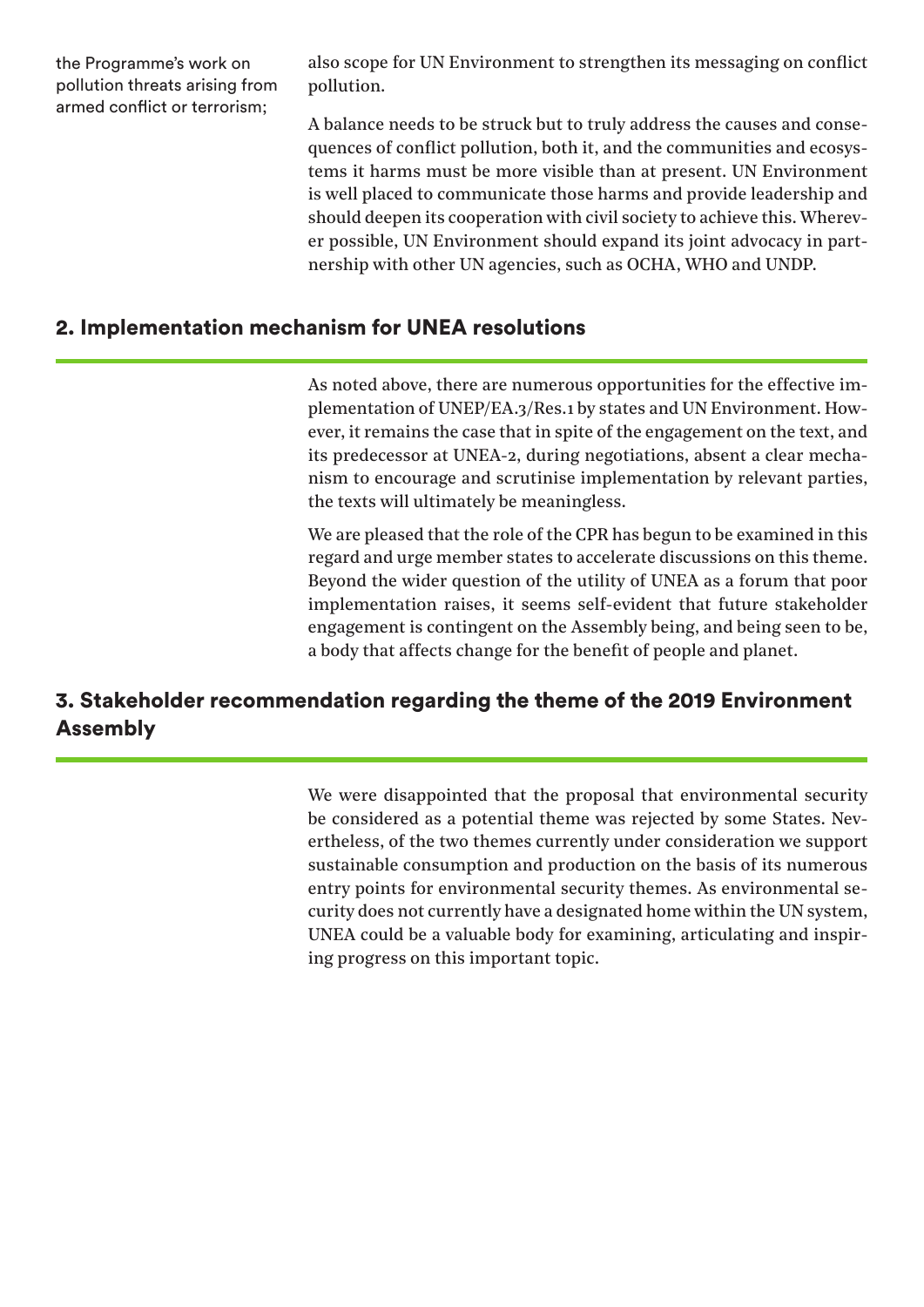the Programme's work on pollution threats arising from armed conflict or terrorism;

also scope for UN Environment to strengthen its messaging on conflict pollution.

A balance needs to be struck but to truly address the causes and consequences of conflict pollution, both it, and the communities and ecosystems it harms must be more visible than at present. UN Environment is well placed to communicate those harms and provide leadership and should deepen its cooperation with civil society to achieve this. Wherever possible, UN Environment should expand its joint advocacy in partnership with other UN agencies, such as OCHA, WHO and UNDP.

## 2. Implementation mechanism for UNEA resolutions

As noted above, there are numerous opportunities for the effective implementation of UNEP/EA.3/Res.1 by states and UN Environment. However, it remains the case that in spite of the engagement on the text, and its predecessor at UNEA-2, during negotiations, absent a clear mechanism to encourage and scrutinise implementation by relevant parties, the texts will ultimately be meaningless.

We are pleased that the role of the CPR has begun to be examined in this regard and urge member states to accelerate discussions on this theme. Beyond the wider question of the utility of UNEA as a forum that poor implementation raises, it seems self-evident that future stakeholder engagement is contingent on the Assembly being, and being seen to be, a body that affects change for the benefit of people and planet.

## 3. Stakeholder recommendation regarding the theme of the 2019 Environment Assembly

We were disappointed that the proposal that environmental security be considered as a potential theme was rejected by some States. Nevertheless, of the two themes currently under consideration we support sustainable consumption and production on the basis of its numerous entry points for environmental security themes. As environmental security does not currently have a designated home within the UN system, UNEA could be a valuable body for examining, articulating and inspiring progress on this important topic.